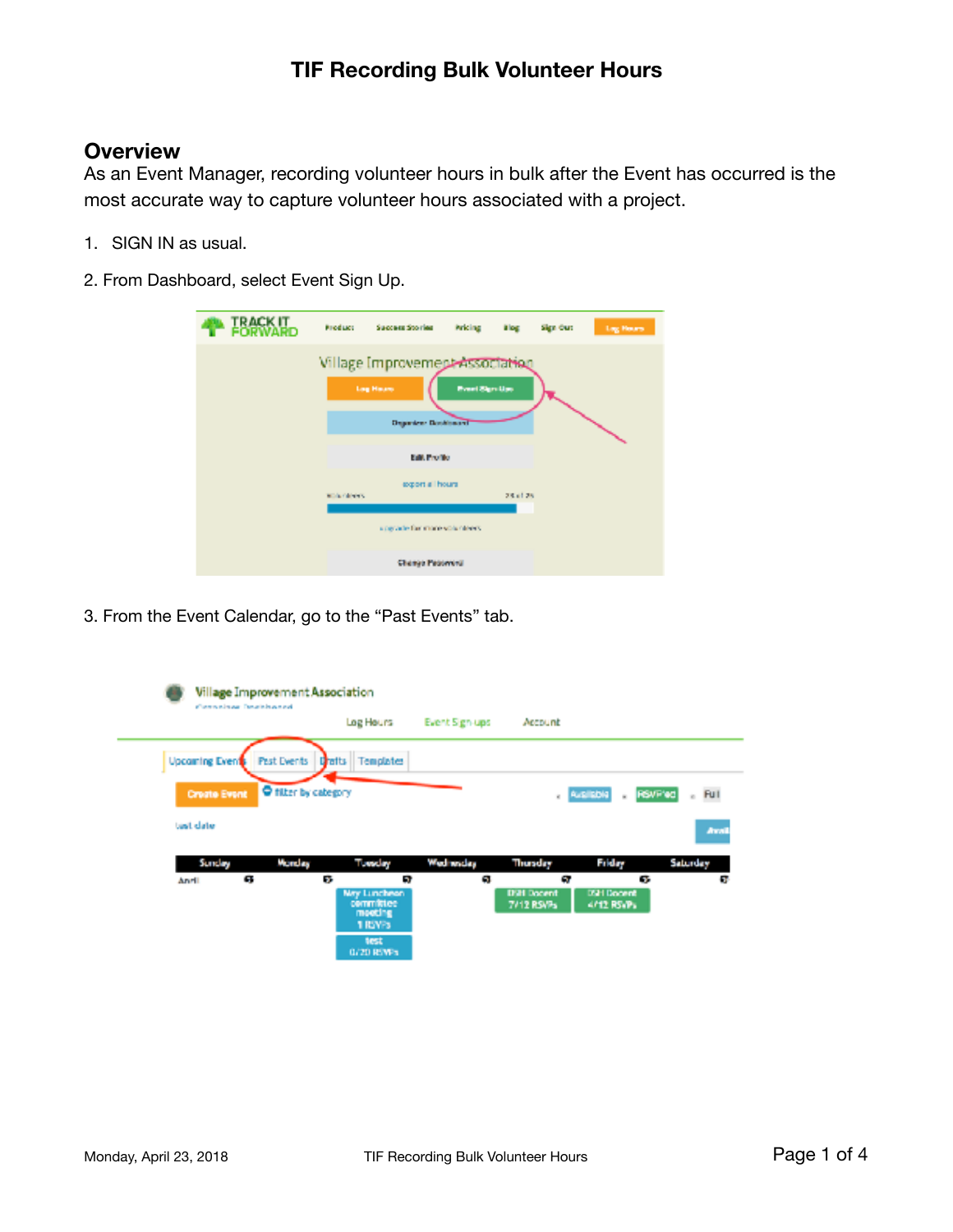# TIF Recording Bulk Volunteer Hours

## Overview

As an Event Manager, recording volunteer hours in bulk after the Event has occurred is the most accurate way to capture volunteer hours associated with a project.

1. SIGN IN as usual.

2. From Dashboard, select Event Sign Up.

3. From the Event Calendar, go to the “Past Events” tab.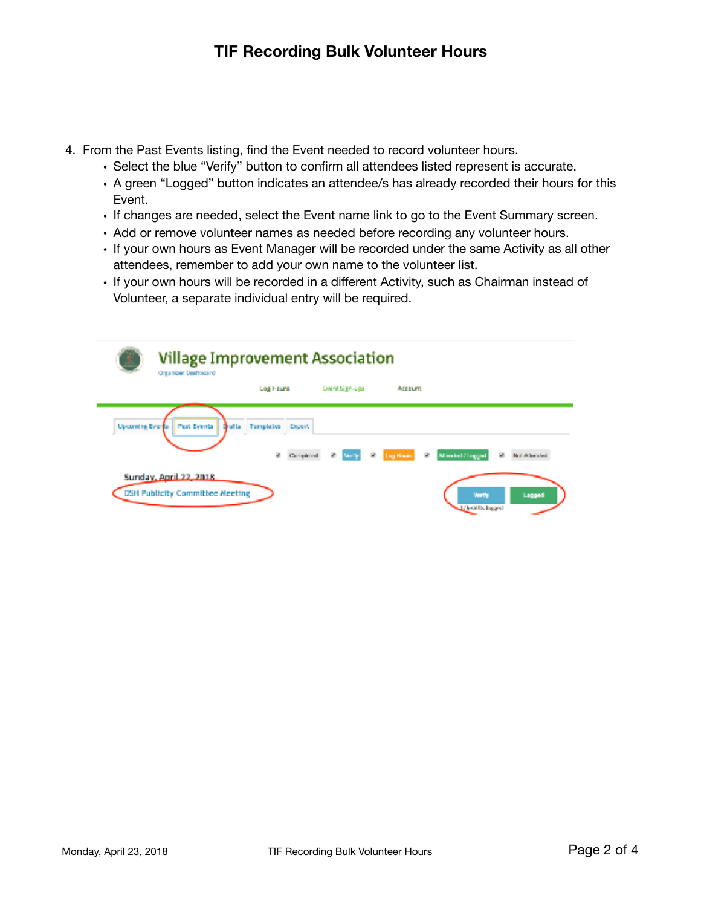4. From the Past Events listing, find the Event needed to record volunteer hours.
   - Select the blue "Verify" button to confirm all attendees listed represent is accurate.
   - A green "Logged" button indicates an attendee/s has already recorded their hours for this Event.
   - If changes are needed, select the Event name link to go to the Event Summary screen.
   - Add or remove volunteer names as needed before recording any volunteer hours.
   - If your own hours as Event Manager will be recorded under the same Activity as all other attendees, remember to add your own name to the volunteer list.
   - If your own hours will be recorded in a different Activity, such as Chairman instead of Volunteer, a separate individual entry will be required.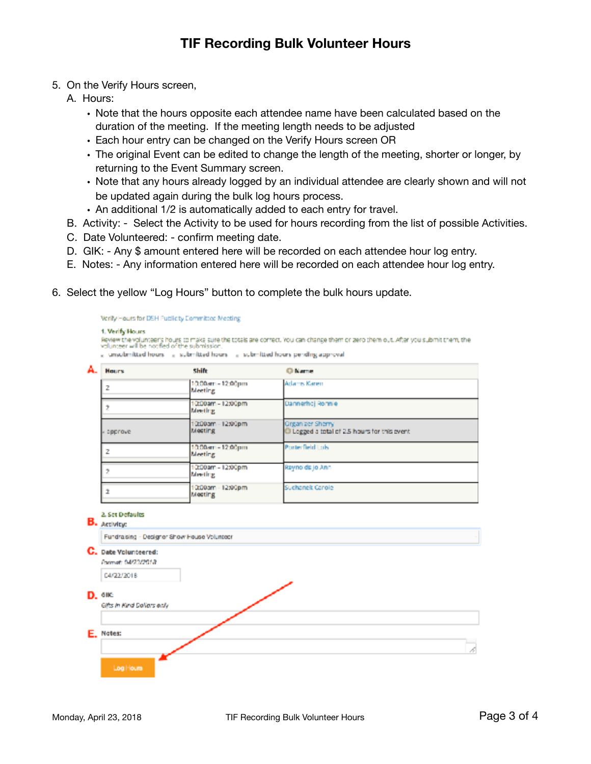5. On the Verify Hours screen,
   A. Hours:
      - Note that the hours opposite each attendee name have been calculated based on the duration of the meeting. If the meeting length needs to be adjusted
      - Each hour entry can be changed on the Verify Hours screen OR
      - The original Event can be edited to change the length of the meeting, shorter or longer, by returning to the Event Summary screen.
      - Note that any hours already logged by an individual attendee are clearly shown and will not be updated again during the bulk log hours process.
      - An additional 1/2 is automatically added to each entry for travel.
   B. Activity: - Select the Activity to be used for hours recording from the list of possible Activities.
   C. Date Volunteered: - confirm meeting date.
   D. GIK: - Any $ amount entered here will be recorded on each attendee hour log entry.
   E. Notes: - Any information entered here will be recorded on each attendee hour log entry.

6. Select the yellow "Log Hours" button to complete the bulk hours update.

Verify Hours for DEH Publicity Committee Meeting

**1. Verify Hours**

Review the volunteers hours to make sure the totals are correct. You can change them or zero them out. After you submit them, the volunteer will be notified of the submission.

unsubmitted hours · submitted hours · submitted hours pending approval

**A.**

| Hours | Shift | Name |
|---|---|---|
| 2 | 10:00am - 12:00pm Meeting | Adams Karen |
| 2 | 10:00am - 12:00pm Meeting | Dannerhoj Ronnie |
| approve | 10:00am - 12:00pm Meeting | Organizer Sherry<br>Logged a total of 2.5 hours for this event |
| 2 | 10:00am - 12:00pm Meeting | Porterfield Lois |
| 2 | 10:00am - 12:00pm Meeting | Reynolds Jo Ann |
| 2 | 10:00am - 12:00pm Meeting | Suchanek Carole |

**2. Set Defaults**

**B.** Activity:

Fundraising - Designer Show House Volunteer

**C.** Date Volunteered:

Format: 04/23/2018

04/22/2018

**D.** GIK:

Gifts In Kind Dollars only

**E.** Notes:

Log Hours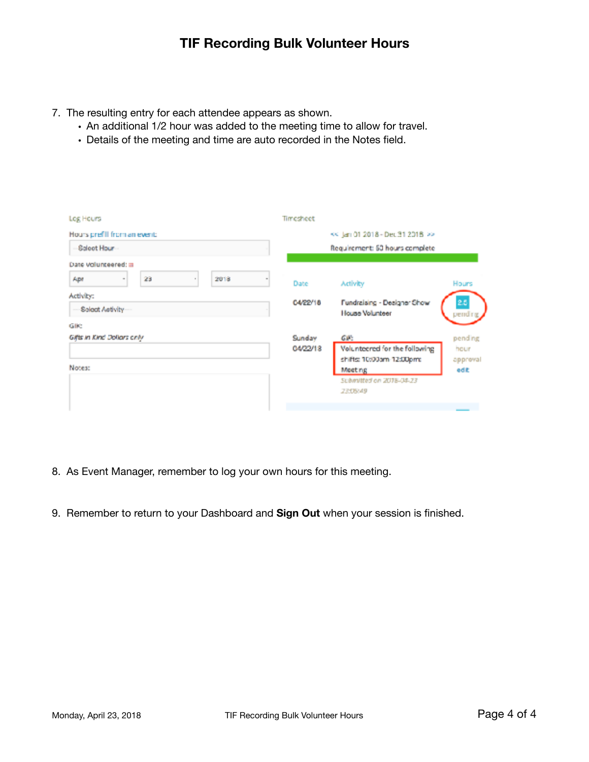7. The resulting entry for each attendee appears as shown.
   - An additional 1/2 hour was added to the meeting time to allow for travel.
   - Details of the meeting and time are auto recorded in the Notes field.

8. As Event Manager, remember to log your own hours for this meeting.

9. Remember to return to your Dashboard and **Sign Out** when your session is finished.